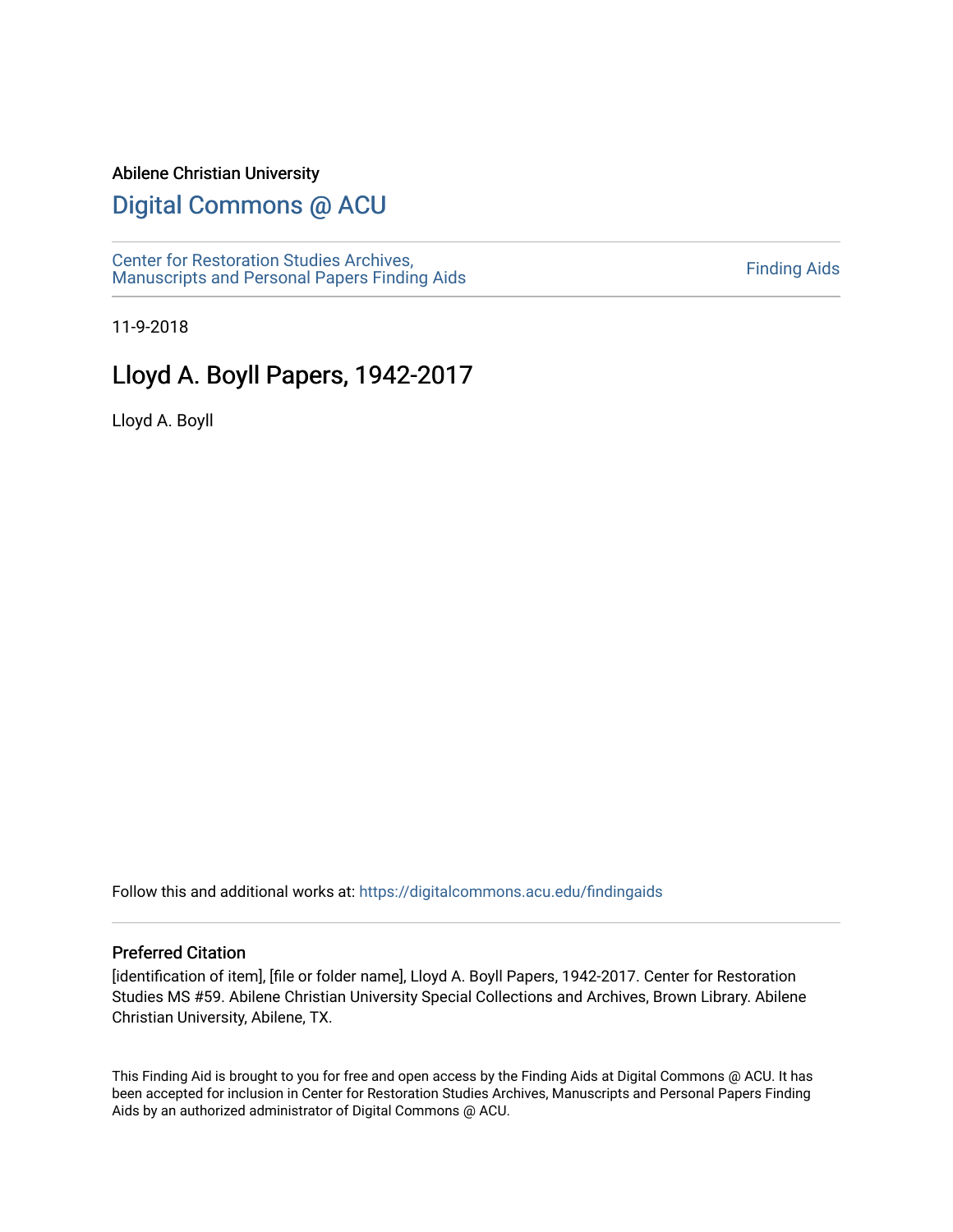Abilene Christian University

# Digital Commons @ ACU

Center for Restoration Studies Archives, Manuscripts and Personal Papers Finding Aids

Finding Aids

11-9-2018

## Lloyd A. Boyll Papers, 1942-2017

Lloyd A. Boyll

Follow this and additional works at: https://digitalcommons.acu.edu/findingaids

### Preferred Citation

[identification of item], [file or folder name], Lloyd A. Boyll Papers, 1942-2017. Center for Restoration Studies MS #59. Abilene Christian University Special Collections and Archives, Brown Library. Abilene Christian University, Abilene, TX.

This Finding Aid is brought to you for free and open access by the Finding Aids at Digital Commons @ ACU. It has been accepted for inclusion in Center for Restoration Studies Archives, Manuscripts and Personal Papers Finding Aids by an authorized administrator of Digital Commons @ ACU.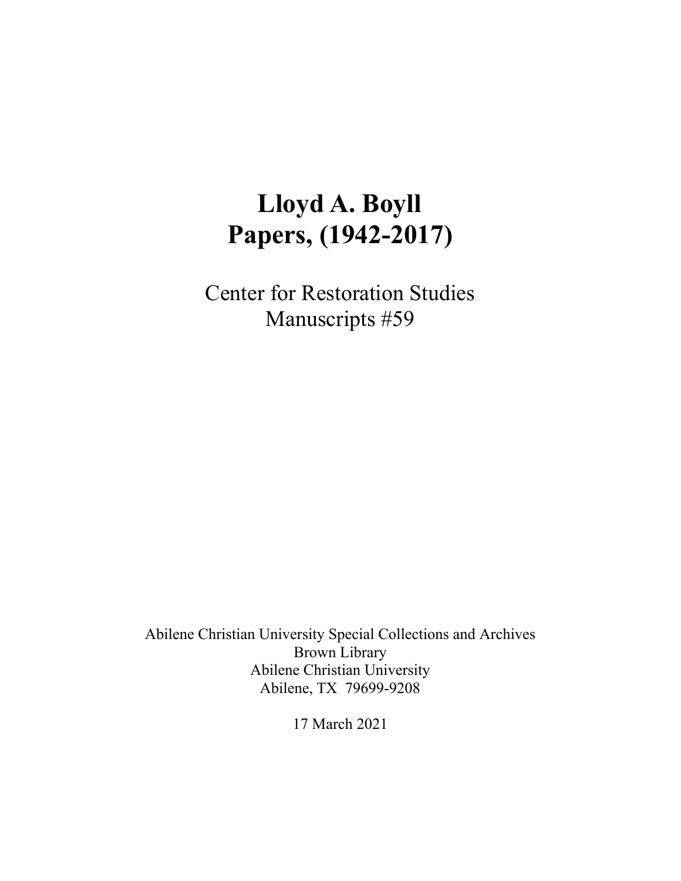# Lloyd A. Boyll Papers, (1942-2017)

Center for Restoration Studies
Manuscripts #59

Abilene Christian University Special Collections and Archives
Brown Library
Abilene Christian University
Abilene, TX 79699-9208

17 March 2021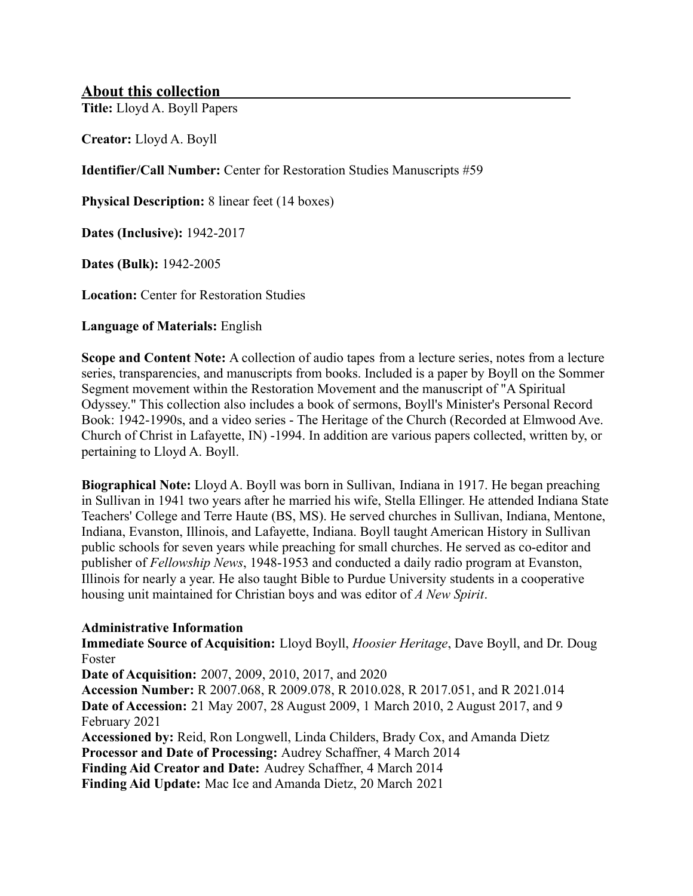## About this collection

**Title:** Lloyd A. Boyll Papers

**Creator:** Lloyd A. Boyll

**Identifier/Call Number:** Center for Restoration Studies Manuscripts #59

**Physical Description:** 8 linear feet (14 boxes)

**Dates (Inclusive):** 1942-2017

**Dates (Bulk):** 1942-2005

**Location:** Center for Restoration Studies

**Language of Materials:** English

**Scope and Content Note:** A collection of audio tapes from a lecture series, notes from a lecture series, transparencies, and manuscripts from books. Included is a paper by Boyll on the Sommer Segment movement within the Restoration Movement and the manuscript of "A Spiritual Odyssey." This collection also includes a book of sermons, Boyll's Minister's Personal Record Book: 1942-1990s, and a video series - The Heritage of the Church (Recorded at Elmwood Ave. Church of Christ in Lafayette, IN) -1994. In addition are various papers collected, written by, or pertaining to Lloyd A. Boyll.

**Biographical Note:** Lloyd A. Boyll was born in Sullivan, Indiana in 1917. He began preaching in Sullivan in 1941 two years after he married his wife, Stella Ellinger. He attended Indiana State Teachers' College and Terre Haute (BS, MS). He served churches in Sullivan, Indiana, Mentone, Indiana, Evanston, Illinois, and Lafayette, Indiana. Boyll taught American History in Sullivan public schools for seven years while preaching for small churches. He served as co-editor and publisher of *Fellowship News*, 1948-1953 and conducted a daily radio program at Evanston, Illinois for nearly a year. He also taught Bible to Purdue University students in a cooperative housing unit maintained for Christian boys and was editor of *A New Spirit*.

**Administrative Information**
**Immediate Source of Acquisition:** Lloyd Boyll, *Hoosier Heritage*, Dave Boyll, and Dr. Doug Foster
**Date of Acquisition:** 2007, 2009, 2010, 2017, and 2020
**Accession Number:** R 2007.068, R 2009.078, R 2010.028, R 2017.051, and R 2021.014
**Date of Accession:** 21 May 2007, 28 August 2009, 1 March 2010, 2 August 2017, and 9 February 2021
**Accessioned by:** Reid, Ron Longwell, Linda Childers, Brady Cox, and Amanda Dietz
**Processor and Date of Processing:** Audrey Schaffner, 4 March 2014
**Finding Aid Creator and Date:** Audrey Schaffner, 4 March 2014
**Finding Aid Update:** Mac Ice and Amanda Dietz, 20 March 2021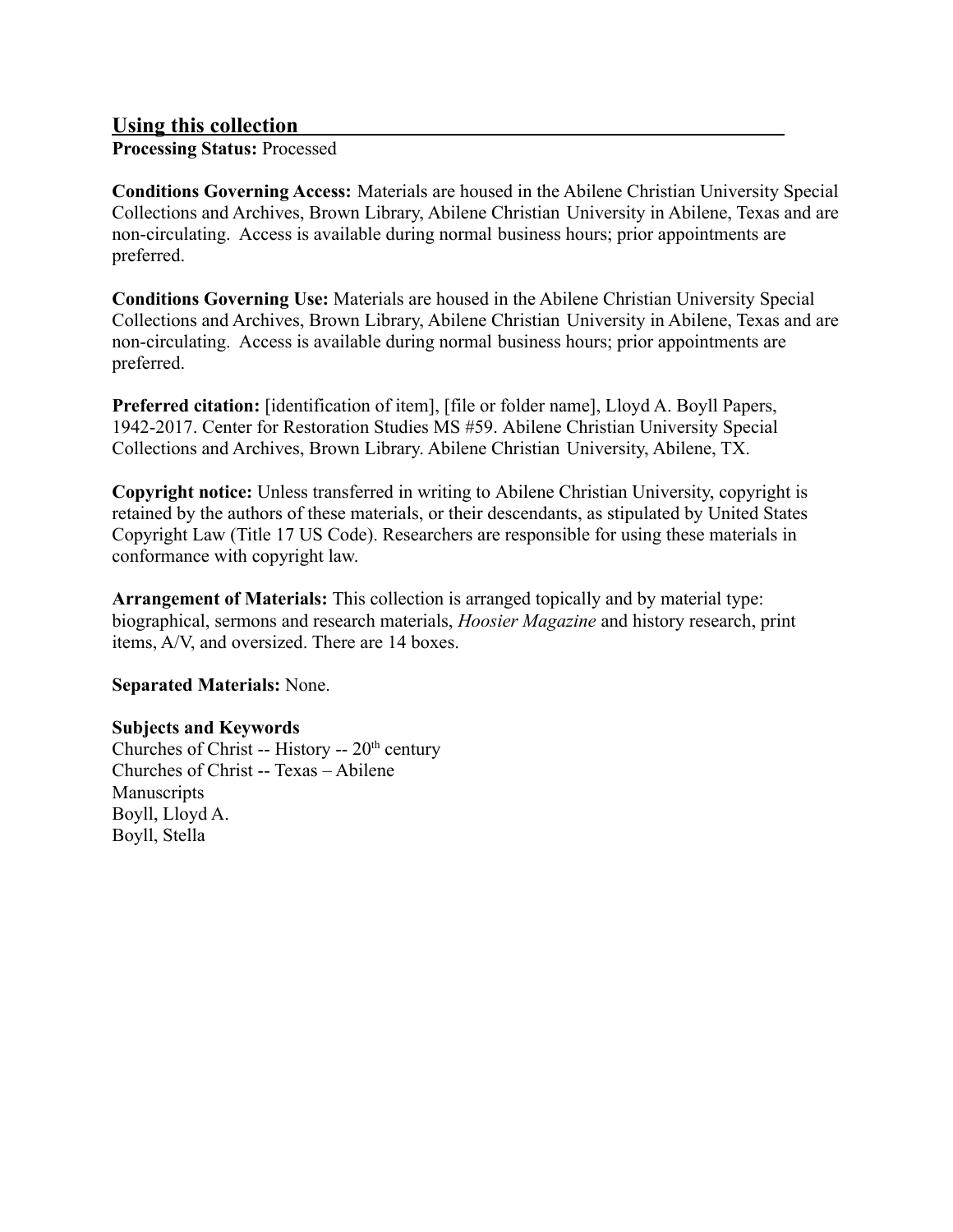## Using this collection

**Processing Status:** Processed

**Conditions Governing Access:** Materials are housed in the Abilene Christian University Special Collections and Archives, Brown Library, Abilene Christian University in Abilene, Texas and are non-circulating. Access is available during normal business hours; prior appointments are preferred.

**Conditions Governing Use:** Materials are housed in the Abilene Christian University Special Collections and Archives, Brown Library, Abilene Christian University in Abilene, Texas and are non-circulating. Access is available during normal business hours; prior appointments are preferred.

**Preferred citation:** [identification of item], [file or folder name], Lloyd A. Boyll Papers, 1942-2017. Center for Restoration Studies MS #59. Abilene Christian University Special Collections and Archives, Brown Library. Abilene Christian University, Abilene, TX.

**Copyright notice:** Unless transferred in writing to Abilene Christian University, copyright is retained by the authors of these materials, or their descendants, as stipulated by United States Copyright Law (Title 17 US Code). Researchers are responsible for using these materials in conformance with copyright law.

**Arrangement of Materials:** This collection is arranged topically and by material type: biographical, sermons and research materials, *Hoosier Magazine* and history research, print items, A/V, and oversized. There are 14 boxes.

**Separated Materials:** None.

**Subjects and Keywords**

Churches of Christ -- History -- 20th century
Churches of Christ -- Texas – Abilene
Manuscripts
Boyll, Lloyd A.
Boyll, Stella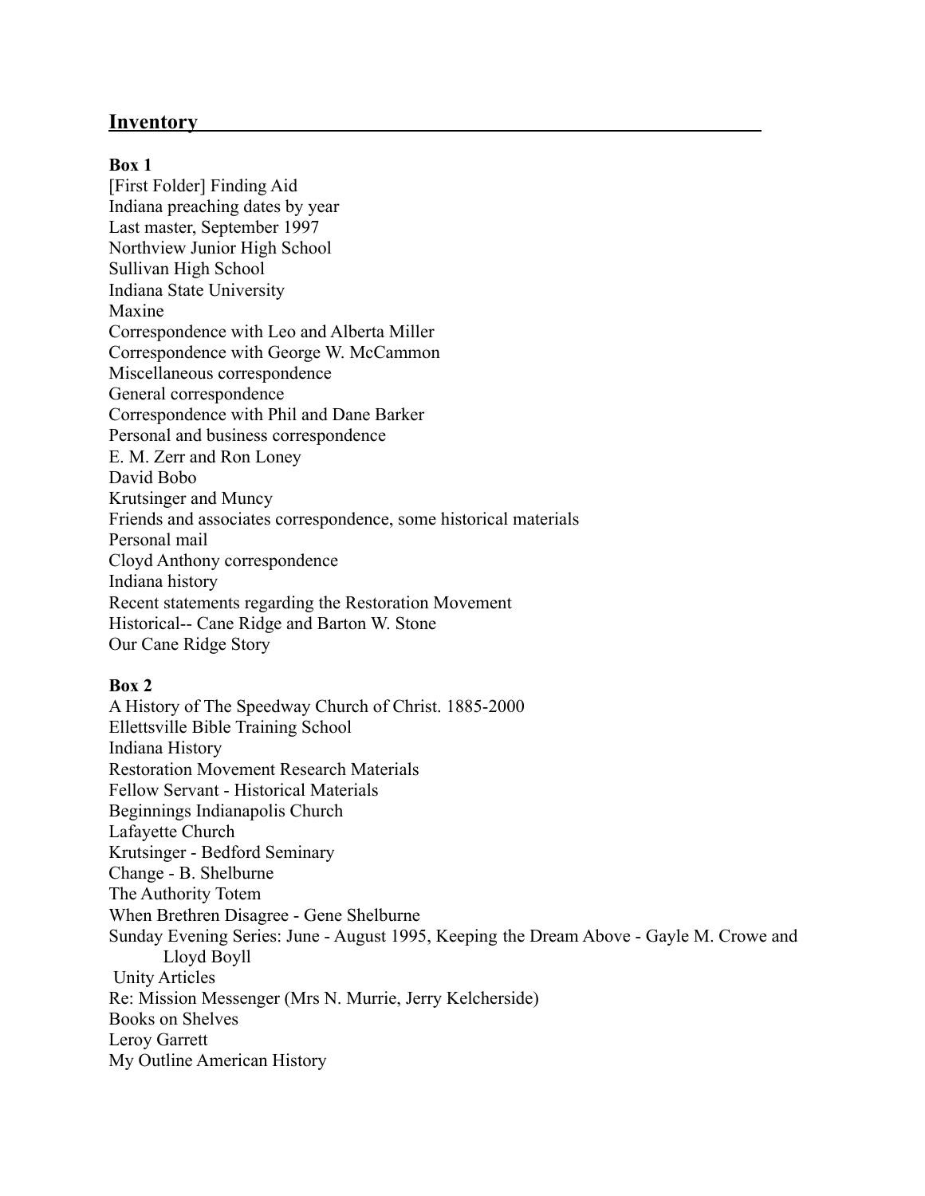## Inventory

**Box 1**

[First Folder] Finding Aid
Indiana preaching dates by year
Last master, September 1997
Northview Junior High School
Sullivan High School
Indiana State University
Maxine
Correspondence with Leo and Alberta Miller
Correspondence with George W. McCammon
Miscellaneous correspondence
General correspondence
Correspondence with Phil and Dane Barker
Personal and business correspondence
E. M. Zerr and Ron Loney
David Bobo
Krutsinger and Muncy
Friends and associates correspondence, some historical materials
Personal mail
Cloyd Anthony correspondence
Indiana history
Recent statements regarding the Restoration Movement
Historical-- Cane Ridge and Barton W. Stone
Our Cane Ridge Story

**Box 2**

A History of The Speedway Church of Christ. 1885-2000
Ellettsville Bible Training School
Indiana History
Restoration Movement Research Materials
Fellow Servant - Historical Materials
Beginnings Indianapolis Church
Lafayette Church
Krutsinger - Bedford Seminary
Change - B. Shelburne
The Authority Totem
When Brethren Disagree - Gene Shelburne
Sunday Evening Series: June - August 1995, Keeping the Dream Above - Gayle M. Crowe and Lloyd Boyll
Unity Articles
Re: Mission Messenger (Mrs N. Murrie, Jerry Kelcherside)
Books on Shelves
Leroy Garrett
My Outline American History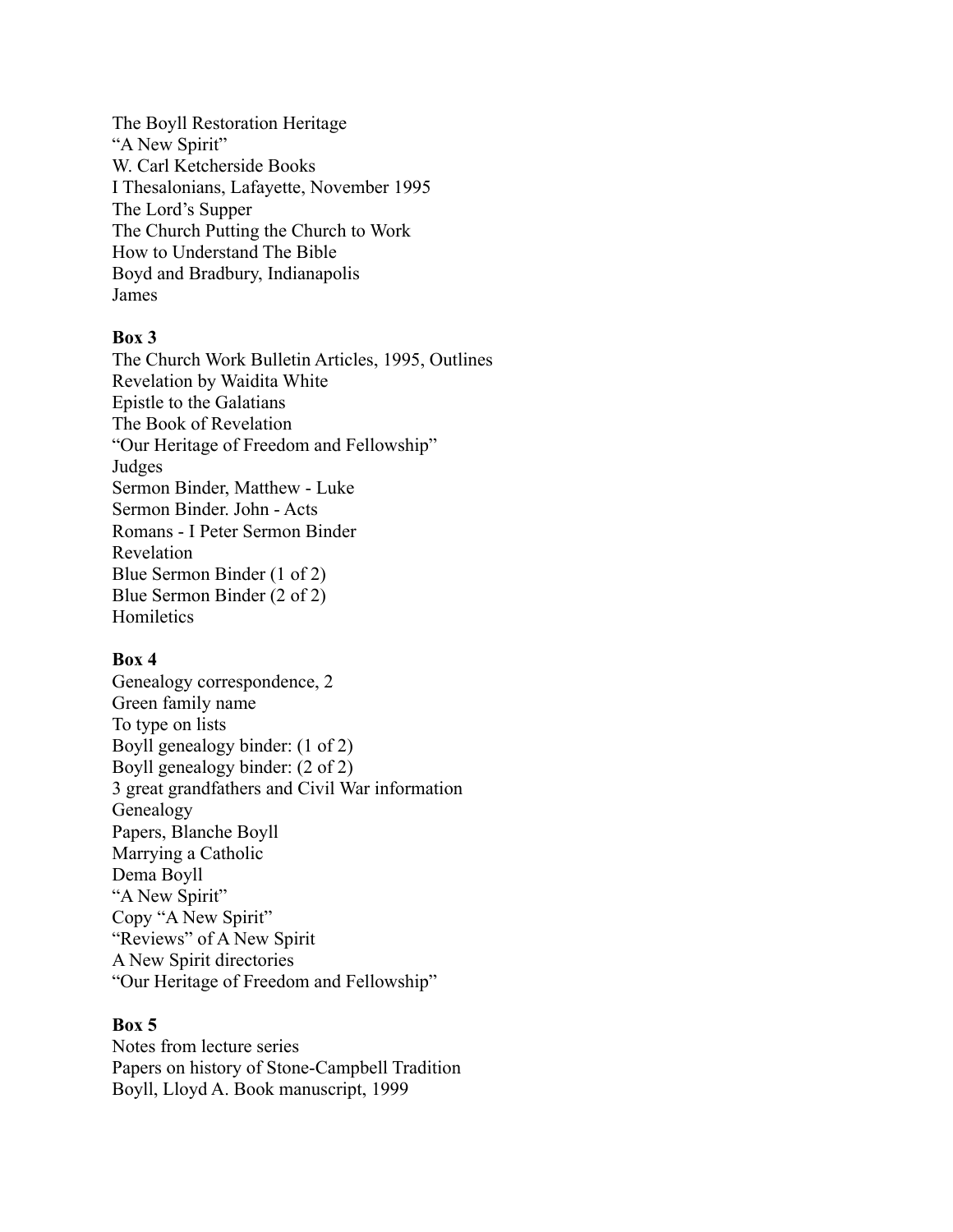The Boyll Restoration Heritage
"A New Spirit"
W. Carl Ketcherside Books
I Thesalonians, Lafayette, November 1995
The Lord's Supper
The Church Putting the Church to Work
How to Understand The Bible
Boyd and Bradbury, Indianapolis
James

**Box 3**
The Church Work Bulletin Articles, 1995, Outlines
Revelation by Waidita White
Epistle to the Galatians
The Book of Revelation
"Our Heritage of Freedom and Fellowship"
Judges
Sermon Binder, Matthew - Luke
Sermon Binder. John - Acts
Romans - I Peter Sermon Binder
Revelation
Blue Sermon Binder (1 of 2)
Blue Sermon Binder (2 of 2)
Homiletics

**Box 4**
Genealogy correspondence, 2
Green family name
To type on lists
Boyll genealogy binder: (1 of 2)
Boyll genealogy binder: (2 of 2)
3 great grandfathers and Civil War information
Genealogy
Papers, Blanche Boyll
Marrying a Catholic
Dema Boyll
"A New Spirit"
Copy "A New Spirit"
"Reviews" of A New Spirit
A New Spirit directories
"Our Heritage of Freedom and Fellowship"

**Box 5**
Notes from lecture series
Papers on history of Stone-Campbell Tradition
Boyll, Lloyd A. Book manuscript, 1999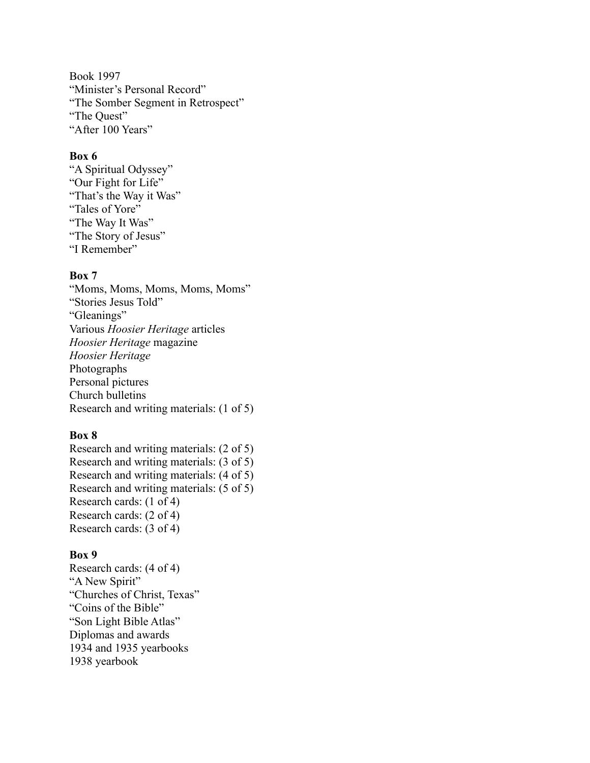Book 1997
"Minister's Personal Record"
"The Somber Segment in Retrospect"
"The Quest"
"After 100 Years"

**Box 6**
"A Spiritual Odyssey"
"Our Fight for Life"
"That's the Way it Was"
"Tales of Yore"
"The Way It Was"
"The Story of Jesus"
"I Remember"

**Box 7**
"Moms, Moms, Moms, Moms, Moms"
"Stories Jesus Told"
"Gleanings"
Various *Hoosier Heritage* articles
*Hoosier Heritage* magazine
*Hoosier Heritage*
Photographs
Personal pictures
Church bulletins
Research and writing materials: (1 of 5)

**Box 8**
Research and writing materials: (2 of 5)
Research and writing materials: (3 of 5)
Research and writing materials: (4 of 5)
Research and writing materials: (5 of 5)
Research cards: (1 of 4)
Research cards: (2 of 4)
Research cards: (3 of 4)

**Box 9**
Research cards: (4 of 4)
"A New Spirit"
"Churches of Christ, Texas"
"Coins of the Bible"
"Son Light Bible Atlas"
Diplomas and awards
1934 and 1935 yearbooks
1938 yearbook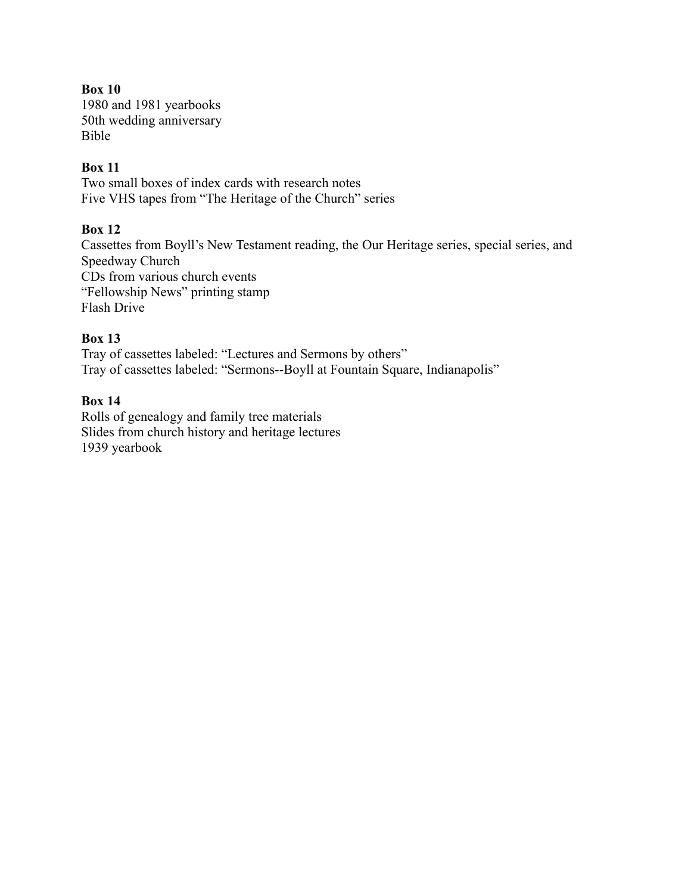**Box 10**
1980 and 1981 yearbooks
50th wedding anniversary
Bible

**Box 11**
Two small boxes of index cards with research notes
Five VHS tapes from “The Heritage of the Church” series

**Box 12**
Cassettes from Boyll’s New Testament reading, the Our Heritage series, special series, and Speedway Church
CDs from various church events
“Fellowship News” printing stamp
Flash Drive

**Box 13**
Tray of cassettes labeled: “Lectures and Sermons by others”
Tray of cassettes labeled: “Sermons--Boyll at Fountain Square, Indianapolis”

**Box 14**
Rolls of genealogy and family tree materials
Slides from church history and heritage lectures
1939 yearbook